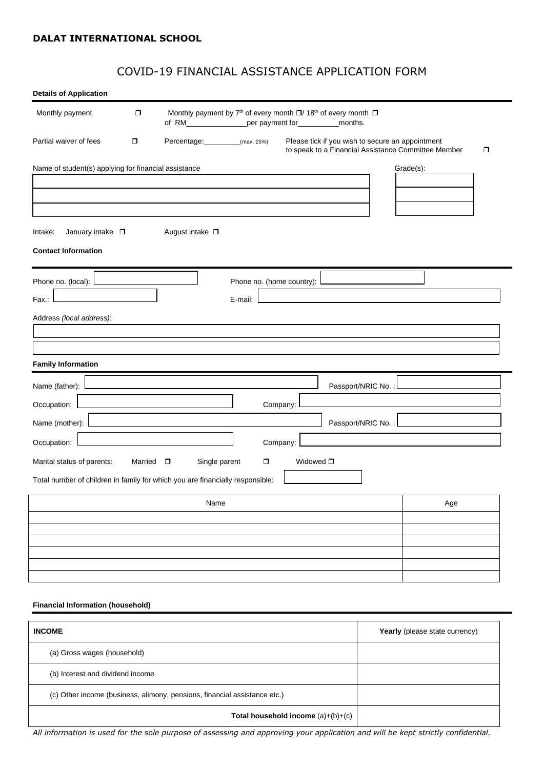**DALAT INTERNATIONAL SCHOOL**

# COVID-19 FINANCIAL ASSISTANCE APPLICATION FORM

**Details of Application**

Monthly payment ☐ Monthly payment by 7th of every month ☐/ 18th of every month ☐ of RM_______________per payment for__________months.

Partial waiver of fees ☐ Percentage:_________(max. 25%) Please tick if you wish to secure an appointment to speak to a Financial Assistance Committee Member ☐

| Name of student(s) applying for financial assistance | Grade(s): |
|---|---|
| | |
| | |
| | |

Intake: January intake ☐ August intake ☐

**Contact Information**

Phone no. (local): ______________ Phone no. (home country): ______________

Fax.: ______________ E-mail: ______________

Address *(local address)*:

______________

______________

**Family Information**

Name (father): ______________ Passport/NRIC No. : ______________

Occupation: ______________ Company: ______________

Name (mother): ______________ Passport/NRIC No. : ______________

Occupation: ______________ Company: ______________

Marital status of parents: Married ☐ Single parent ☐ Widowed ☐

Total number of children in family for which you are financially responsible: ______________

| Name | Age |
|---|---|
| | |
| | |
| | |
| | |
| | |
| | |

**Financial Information (household)**

| **INCOME** | **Yearly** (please state currency) |
|---|---|
| (a) Gross wages (household) | |
| (b) Interest and dividend income | |
| (c) Other income (business, alimony, pensions, financial assistance etc.) | |
| **Total household income** (a)+(b)+(c) | |

*All information is used for the sole purpose of assessing and approving your application and will be kept strictly confidential.*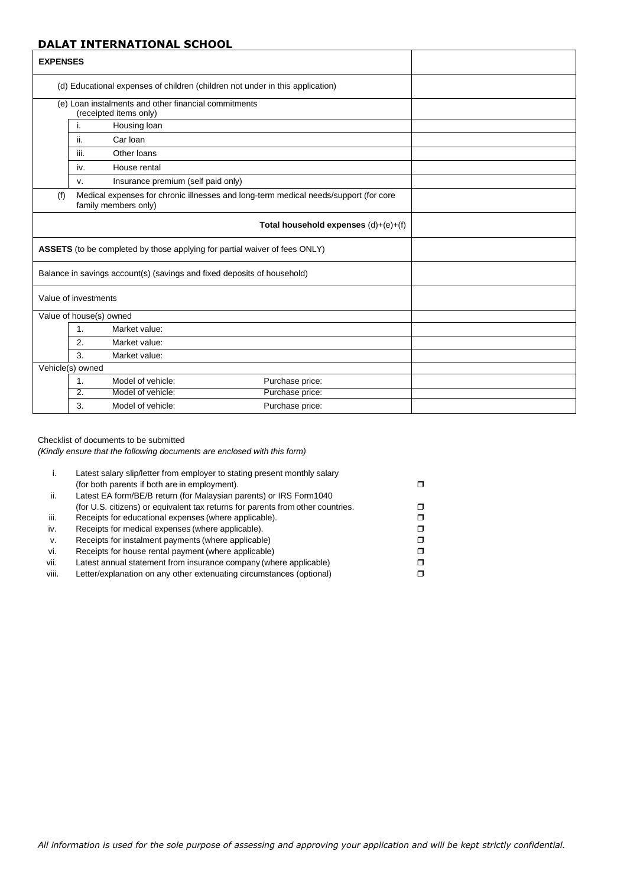## DALAT INTERNATIONAL SCHOOL

| EXPENSES | | | | |
|---|---|---|---|---|
| (d) Educational expenses of children (children not under in this application) | | | | |
| (e) Loan instalments and other financial commitments (receipted items only) | | | | |
| | i. | Housing loan | | |
| | ii. | Car loan | | |
| | iii. | Other loans | | |
| | iv. | House rental | | |
| | v. | Insurance premium (self paid only) | | |
| (f) Medical expenses for chronic illnesses and long-term medical needs/support (for core family members only) | | | | |
| **Total household expenses** (d)+(e)+(f) | | | | |
| **ASSETS** (to be completed by those applying for partial waiver of fees ONLY) | | | | |
| Balance in savings account(s) (savings and fixed deposits of household) | | | | |
| Value of investments | | | | |
| Value of house(s) owned | | | | |
| | 1. | Market value: | | |
| | 2. | Market value: | | |
| | 3. | Market value: | | |
| Vehicle(s) owned | | | | |
| | 1. | Model of vehicle: | Purchase price: | |
| | 2. | Model of vehicle: | Purchase price: | |
| | 3. | Model of vehicle: | Purchase price: | |

Checklist of documents to be submitted
*(Kindly ensure that the following documents are enclosed with this form)*

| | | |
|---|---|---|
| i. | Latest salary slip/letter from employer to stating present monthly salary (for both parents if both are in employment). | ❒ |
| ii. | Latest EA form/BE/B return (for Malaysian parents) or IRS Form1040 (for U.S. citizens) or equivalent tax returns for parents from other countries. | ❒ |
| iii. | Receipts for educational expenses (where applicable). | ❒ |
| iv. | Receipts for medical expenses (where applicable). | ❒ |
| v. | Receipts for instalment payments (where applicable) | ❒ |
| vi. | Receipts for house rental payment (where applicable) | ❒ |
| vii. | Latest annual statement from insurance company (where applicable) | ❒ |
| viii. | Letter/explanation on any other extenuating circumstances (optional) | ❒ |

*All information is used for the sole purpose of assessing and approving your application and will be kept strictly confidential.*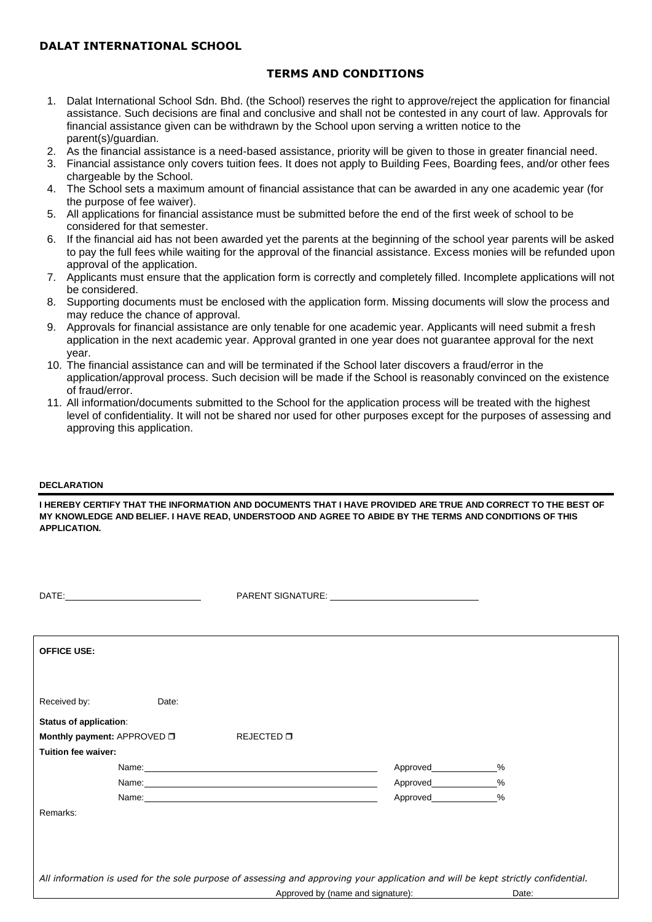**DALAT INTERNATIONAL SCHOOL**

## TERMS AND CONDITIONS

1. Dalat International School Sdn. Bhd. (the School) reserves the right to approve/reject the application for financial assistance. Such decisions are final and conclusive and shall not be contested in any court of law. Approvals for financial assistance given can be withdrawn by the School upon serving a written notice to the parent(s)/guardian.
2. As the financial assistance is a need-based assistance, priority will be given to those in greater financial need.
3. Financial assistance only covers tuition fees. It does not apply to Building Fees, Boarding fees, and/or other fees chargeable by the School.
4. The School sets a maximum amount of financial assistance that can be awarded in any one academic year (for the purpose of fee waiver).
5. All applications for financial assistance must be submitted before the end of the first week of school to be considered for that semester.
6. If the financial aid has not been awarded yet the parents at the beginning of the school year parents will be asked to pay the full fees while waiting for the approval of the financial assistance. Excess monies will be refunded upon approval of the application.
7. Applicants must ensure that the application form is correctly and completely filled. Incomplete applications will not be considered.
8. Supporting documents must be enclosed with the application form. Missing documents will slow the process and may reduce the chance of approval.
9. Approvals for financial assistance are only tenable for one academic year. Applicants will need submit a fresh application in the next academic year. Approval granted in one year does not guarantee approval for the next year.
10. The financial assistance can and will be terminated if the School later discovers a fraud/error in the application/approval process. Such decision will be made if the School is reasonably convinced on the existence of fraud/error.
11. All information/documents submitted to the School for the application process will be treated with the highest level of confidentiality. It will not be shared nor used for other purposes except for the purposes of assessing and approving this application.

**DECLARATION**

**I HEREBY CERTIFY THAT THE INFORMATION AND DOCUMENTS THAT I HAVE PROVIDED ARE TRUE AND CORRECT TO THE BEST OF MY KNOWLEDGE AND BELIEF. I HAVE READ, UNDERSTOOD AND AGREE TO ABIDE BY THE TERMS AND CONDITIONS OF THIS APPLICATION.**

DATE:__________________________ PARENT SIGNATURE: ____________________________

**OFFICE USE:**

Received by: Date:

**Status of application**:

**Monthly payment:** APPROVED ☐ REJECTED ☐

**Tuition fee waiver:**

Name:_______________________________________________ Approved____________%

Name:_______________________________________________ Approved____________%

Name:_______________________________________________ Approved____________%

Remarks:

*All information is used for the sole purpose of assessing and approving your application and will be kept strictly confidential.*

Approved by (name and signature): Date: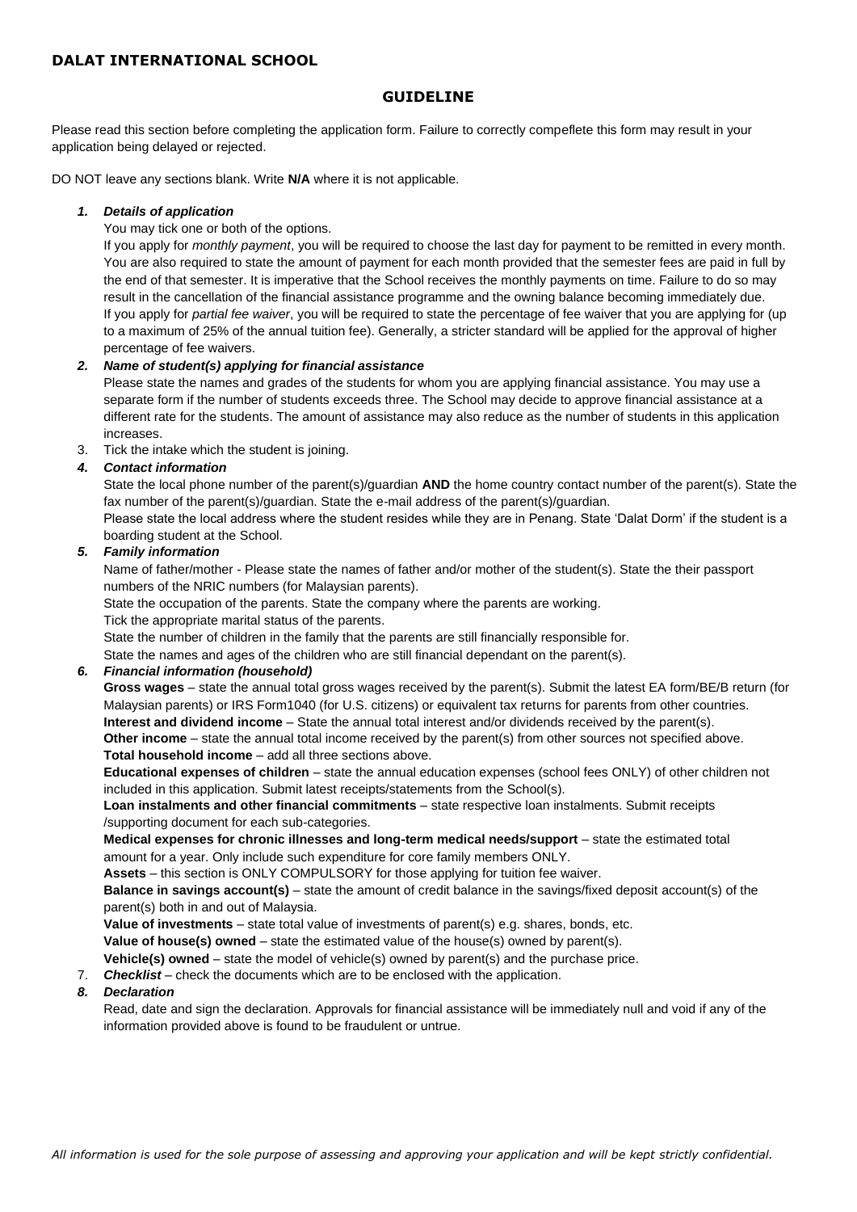**DALAT INTERNATIONAL SCHOOL**

## GUIDELINE

Please read this section before completing the application form. Failure to correctly compeflete this form may result in your application being delayed or rejected.

DO NOT leave any sections blank. Write **N/A** where it is not applicable.

1. ***Details of application***
   You may tick one or both of the options.
   If you apply for *monthly payment*, you will be required to choose the last day for payment to be remitted in every month. You are also required to state the amount of payment for each month provided that the semester fees are paid in full by the end of that semester. It is imperative that the School receives the monthly payments on time. Failure to do so may result in the cancellation of the financial assistance programme and the owning balance becoming immediately due.
   If you apply for *partial fee waiver*, you will be required to state the percentage of fee waiver that you are applying for (up to a maximum of 25% of the annual tuition fee). Generally, a stricter standard will be applied for the approval of higher percentage of fee waivers.
2. ***Name of student(s) applying for financial assistance***
   Please state the names and grades of the students for whom you are applying financial assistance. You may use a separate form if the number of students exceeds three. The School may decide to approve financial assistance at a different rate for the students. The amount of assistance may also reduce as the number of students in this application increases.
3. Tick the intake which the student is joining.
4. ***Contact information***
   State the local phone number of the parent(s)/guardian **AND** the home country contact number of the parent(s). State the fax number of the parent(s)/guardian. State the e-mail address of the parent(s)/guardian.
   Please state the local address where the student resides while they are in Penang. State 'Dalat Dorm' if the student is a boarding student at the School.
5. ***Family information***
   Name of father/mother - Please state the names of father and/or mother of the student(s). State the their passport numbers of the NRIC numbers (for Malaysian parents).
   State the occupation of the parents. State the company where the parents are working.
   Tick the appropriate marital status of the parents.
   State the number of children in the family that the parents are still financially responsible for.
   State the names and ages of the children who are still financial dependant on the parent(s).
6. ***Financial information (household)***
   **Gross wages** – state the annual total gross wages received by the parent(s). Submit the latest EA form/BE/B return (for Malaysian parents) or IRS Form1040 (for U.S. citizens) or equivalent tax returns for parents from other countries.
   **Interest and dividend income** – State the annual total interest and/or dividends received by the parent(s).
   **Other income** – state the annual total income received by the parent(s) from other sources not specified above.
   **Total household income** – add all three sections above.
   **Educational expenses of children** – state the annual education expenses (school fees ONLY) of other children not included in this application. Submit latest receipts/statements from the School(s).
   **Loan instalments and other financial commitments** – state respective loan instalments. Submit receipts /supporting document for each sub-categories.
   **Medical expenses for chronic illnesses and long-term medical needs/support** – state the estimated total amount for a year. Only include such expenditure for core family members ONLY.
   **Assets** – this section is ONLY COMPULSORY for those applying for tuition fee waiver.
   **Balance in savings account(s)** – state the amount of credit balance in the savings/fixed deposit account(s) of the parent(s) both in and out of Malaysia.
   **Value of investments** – state total value of investments of parent(s) e.g. shares, bonds, etc.
   **Value of house(s) owned** – state the estimated value of the house(s) owned by parent(s).
   **Vehicle(s) owned** – state the model of vehicle(s) owned by parent(s) and the purchase price.
7. ***Checklist*** – check the documents which are to be enclosed with the application.
8. ***Declaration***
   Read, date and sign the declaration. Approvals for financial assistance will be immediately null and void if any of the information provided above is found to be fraudulent or untrue.

*All information is used for the sole purpose of assessing and approving your application and will be kept strictly confidential.*